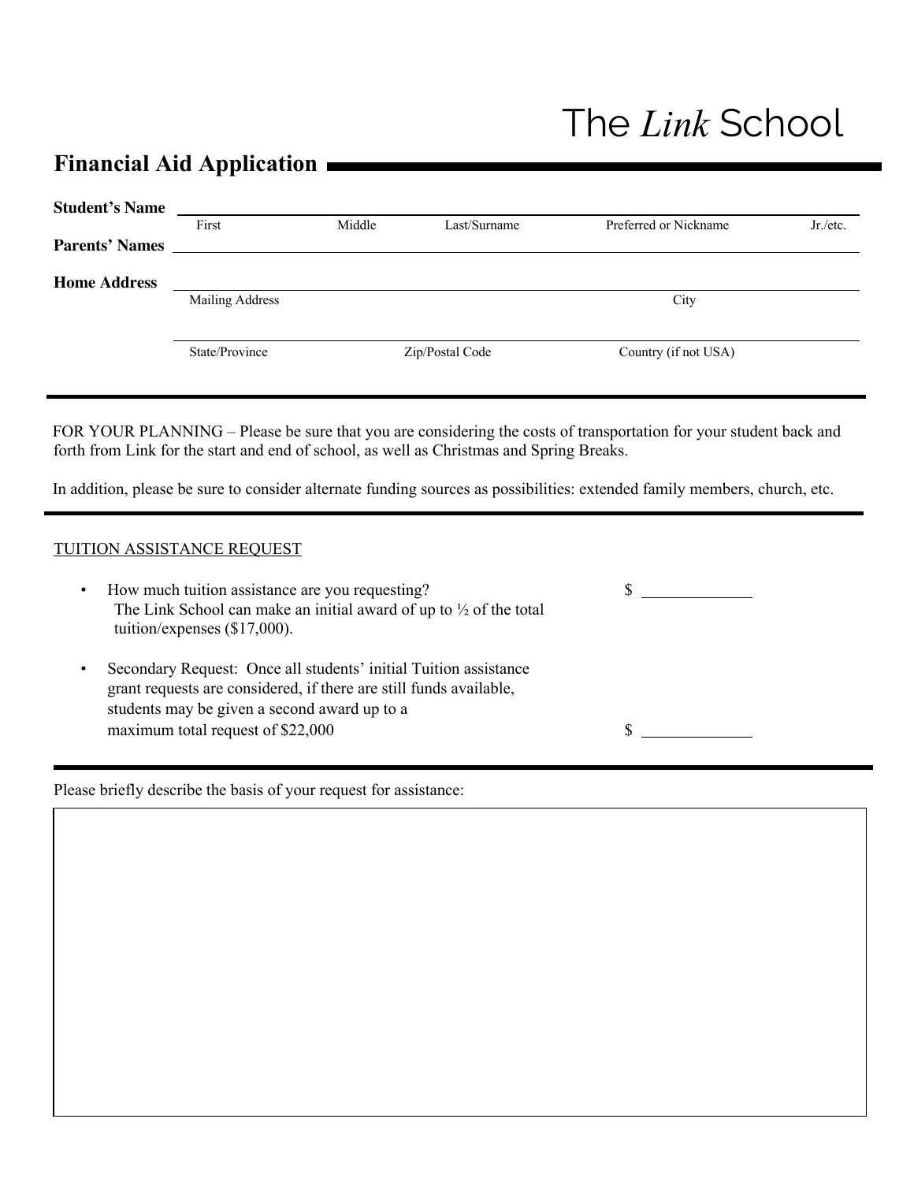# The *Link* School

## Financial Aid Application

**Student's Name** ______________________________________________

First | Middle | Last/Surname | Preferred or Nickname | Jr./etc.

**Parents' Names** ______________________________________________

**Home Address** ______________________________________________

Mailing Address | City

______________________________________________

State/Province | Zip/Postal Code | Country (if not USA)

---

FOR YOUR PLANNING – Please be sure that you are considering the costs of transportation for your student back and forth from Link for the start and end of school, as well as Christmas and Spring Breaks.

In addition, please be sure to consider alternate funding sources as possibilities: extended family members, church, etc.

---

TUTION ASSISTANCE REQUEST

- How much tuition assistance are you requesting? $ ____________
  The Link School can make an initial award of up to ½ of the total tuition/expenses ($17,000).

- Secondary Request: Once all students' initial Tuition assistance grant requests are considered, if there are still funds available, students may be given a second award up to a maximum total request of $22,000 $ ____________

---

Please briefly describe the basis of your request for assistance: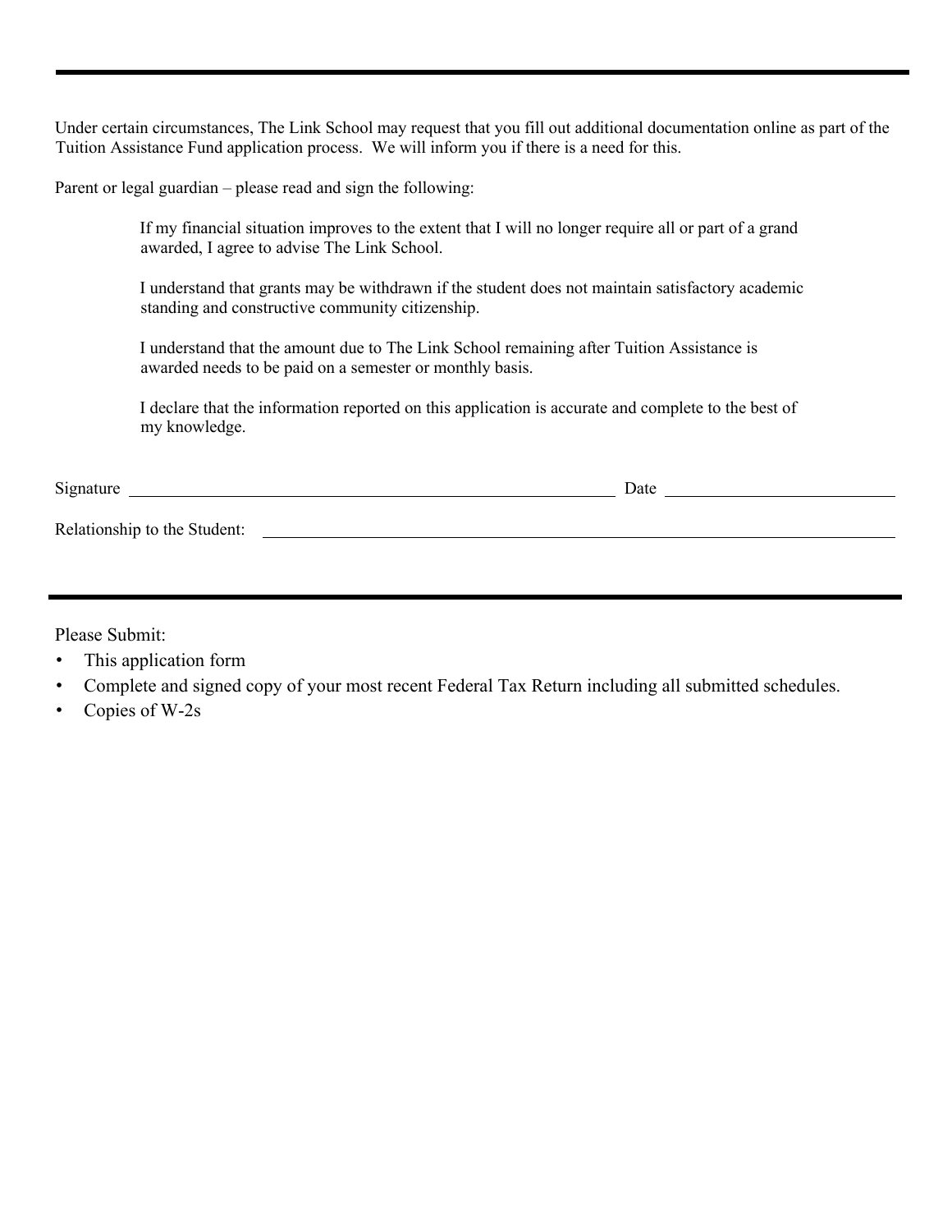---

Under certain circumstances, The Link School may request that you fill out additional documentation online as part of the Tuition Assistance Fund application process. We will inform you if there is a need for this.

Parent or legal guardian – please read and sign the following:

> If my financial situation improves to the extent that I will no longer require all or part of a grand awarded, I agree to advise The Link School.
>
> I understand that grants may be withdrawn if the student does not maintain satisfactory academic standing and constructive community citizenship.
>
> I understand that the amount due to The Link School remaining after Tuition Assistance is awarded needs to be paid on a semester or monthly basis.
>
> I declare that the information reported on this application is accurate and complete to the best of my knowledge.

Signature ______________________________________________ Date ____________________

Relationship to the Student: ______________________________________________________

---

Please Submit:

- This application form
- Complete and signed copy of your most recent Federal Tax Return including all submitted schedules.
- Copies of W-2s